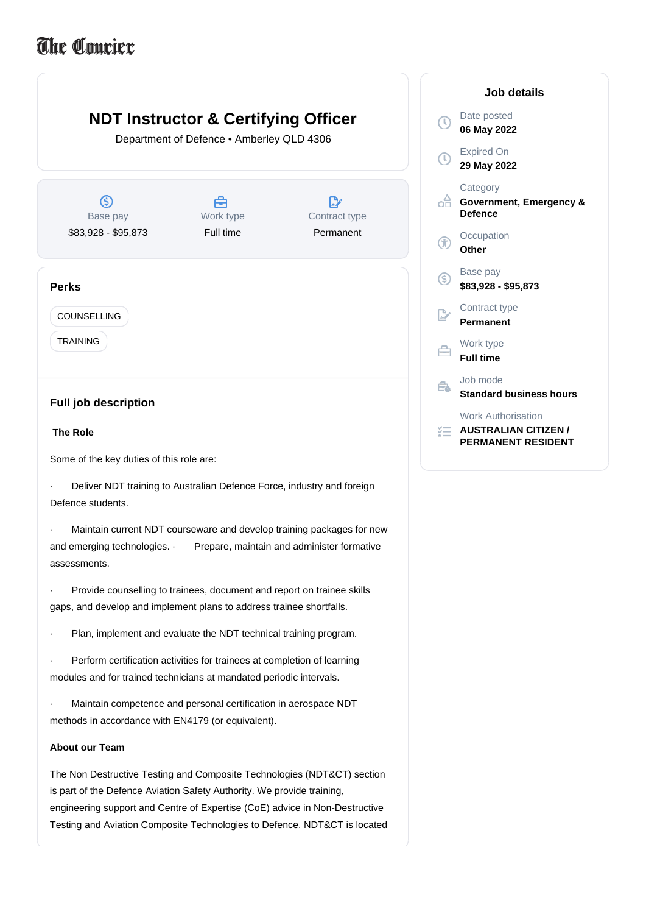The Courier

# NDT Instructor & Certifying Officer

Department of Defence • Amberley QLD 4306

| Base pay | Work type | Contract type |
| --- | --- | --- |
| $83,928 - $95,873 | Full time | Permanent |

## Perks

COUNSELLING

TRAINING

## Full job description

**The Role**

Some of the key duties of this role are:

· Deliver NDT training to Australian Defence Force, industry and foreign Defence students.

· Maintain current NDT courseware and develop training packages for new and emerging technologies. · Prepare, maintain and administer formative assessments.

· Provide counselling to trainees, document and report on trainee skills gaps, and develop and implement plans to address trainee shortfalls.

· Plan, implement and evaluate the NDT technical training program.

· Perform certification activities for trainees at completion of learning modules and for trained technicians at mandated periodic intervals.

· Maintain competence and personal certification in aerospace NDT methods in accordance with EN4179 (or equivalent).

**About our Team**

The Non Destructive Testing and Composite Technologies (NDT&CT) section is part of the Defence Aviation Safety Authority. We provide training, engineering support and Centre of Expertise (CoE) advice in Non-Destructive Testing and Aviation Composite Technologies to Defence. NDT&CT is located

## Job details

Date posted
**06 May 2022**

Expired On
**29 May 2022**

Category
**Government, Emergency & Defence**

Occupation
**Other**

Base pay
**$83,928 - $95,873**

Contract type
**Permanent**

Work type
**Full time**

Job mode
**Standard business hours**

Work Authorisation
**AUSTRALIAN CITIZEN / PERMANENT RESIDENT**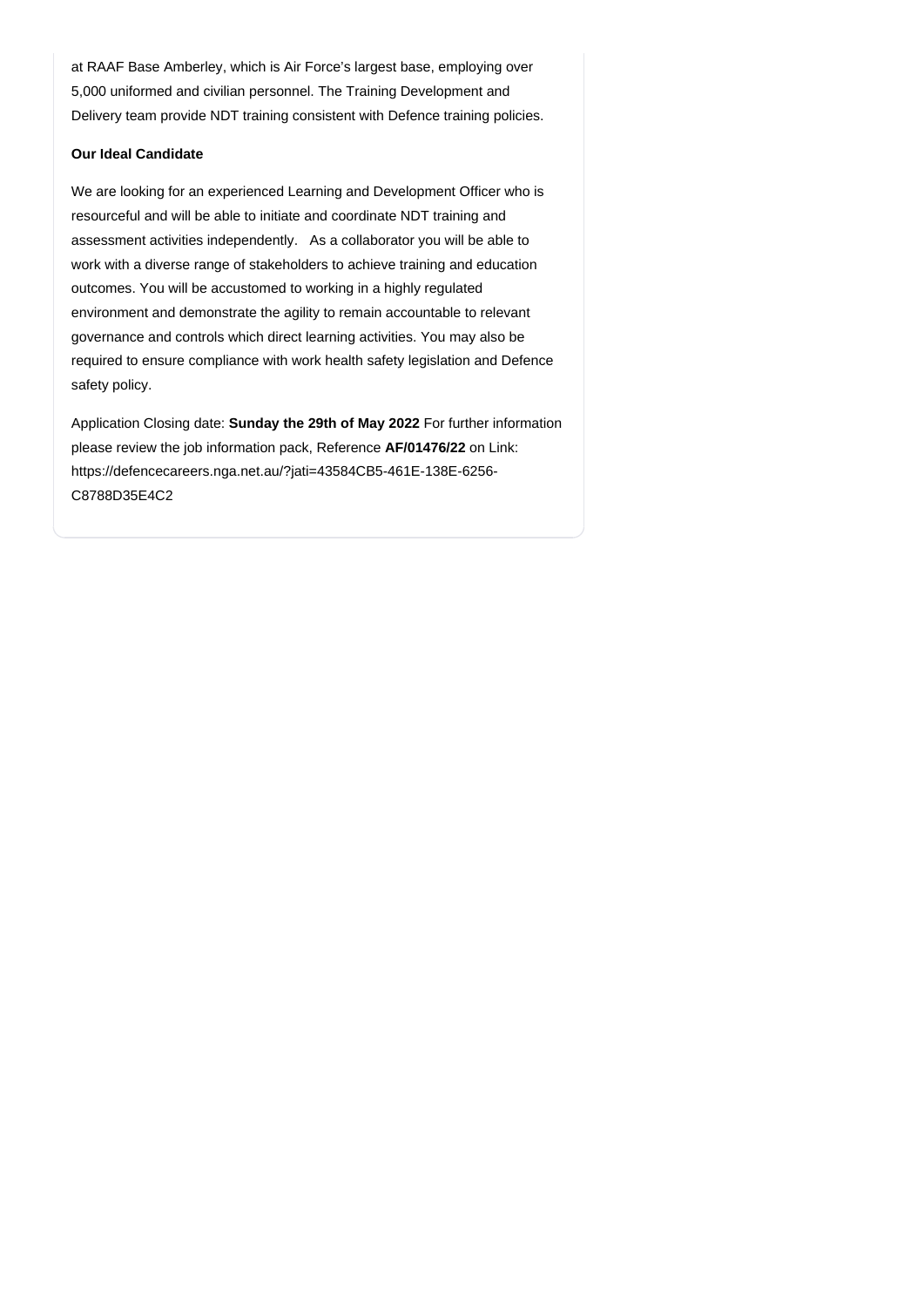at RAAF Base Amberley, which is Air Force's largest base, employing over 5,000 uniformed and civilian personnel. The Training Development and Delivery team provide NDT training consistent with Defence training policies.

**Our Ideal Candidate**

We are looking for an experienced Learning and Development Officer who is resourceful and will be able to initiate and coordinate NDT training and assessment activities independently. As a collaborator you will be able to work with a diverse range of stakeholders to achieve training and education outcomes. You will be accustomed to working in a highly regulated environment and demonstrate the agility to remain accountable to relevant governance and controls which direct learning activities. You may also be required to ensure compliance with work health safety legislation and Defence safety policy.

Application Closing date: **Sunday the 29th of May 2022** For further information please review the job information pack, Reference **AF/01476/22** on Link: https://defencecareers.nga.net.au/?jati=43584CB5-461E-138E-6256-C8788D35E4C2